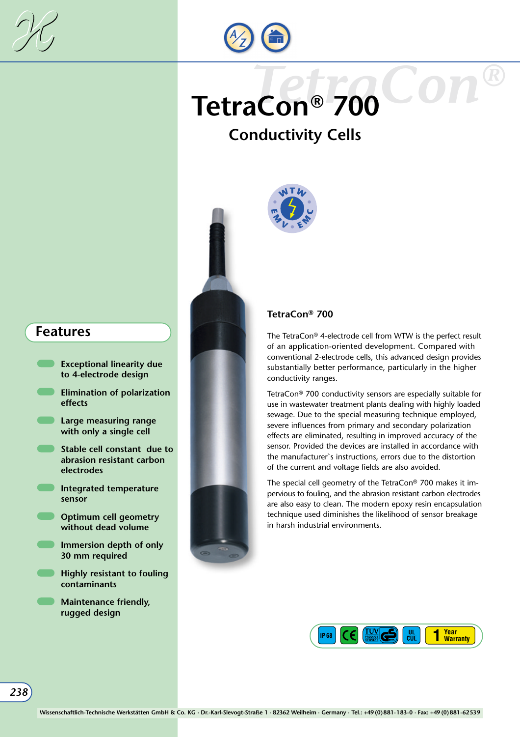# TetraCon® 700

## Conductivity Cells

## Features

- Exceptional linearity due to 4-electrode design
- Elimination of polarization effects
- Large measuring range with only a single cell
- Stable cell constant due to abrasion resistant carbon electrodes
- Integrated temperature sensor
- Optimum cell geometry without dead volume
- Immersion depth of only 30 mm required
- Highly resistant to fouling contaminants
- Maintenance friendly, rugged design

### TetraCon® 700

The TetraCon® 4-electrode cell from WTW is the perfect result of an application-oriented development. Compared with conventional 2-electrode cells, this advanced design provides substantially better performance, particularly in the higher conductivity ranges.

TetraCon® 700 conductivity sensors are especially suitable for use in wastewater treatment plants dealing with highly loaded sewage. Due to the special measuring technique employed, severe influences from primary and secondary polarization effects are eliminated, resulting in improved accuracy of the sensor. Provided the devices are installed in accordance with the manufacturer`s instructions, errors due to the distortion of the current and voltage fields are also avoided.

The special cell geometry of the TetraCon® 700 makes it impervious to fouling, and the abrasion resistant carbon electrodes are also easy to clean. The modern epoxy resin encapsulation technique used diminishes the likelihood of sensor breakage in harsh industrial environments.

IP 68 · CE · TÜV Product Service GS · UL CUL · 1 Year Warranty

Wissenschaftlich-Technische Werkstätten GmbH & Co. KG · Dr.-Karl-Slevogt-Straße 1 · 82362 Weilheim · Germany · Tel.: +49 (0) 881-183-0 · Fax: +49 (0) 881-62539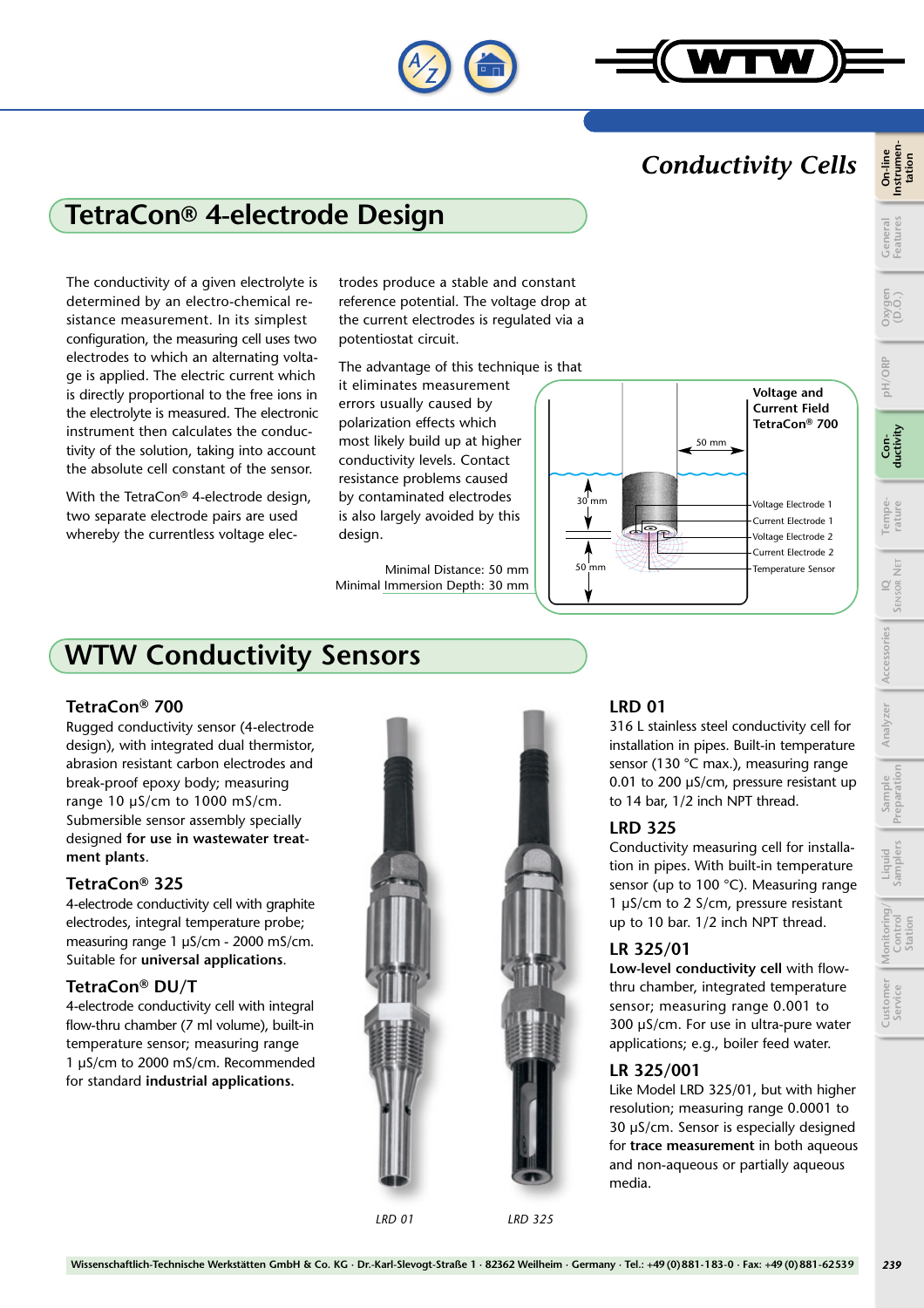## Conductivity Cells

## TetraCon® 4-electrode Design

The conductivity of a given electrolyte is determined by an electro-chemical resistance measurement. In its simplest configuration, the measuring cell uses two electrodes to which an alternating voltage is applied. The electric current which is directly proportional to the free ions in the electrolyte is measured. The electronic instrument then calculates the conductivity of the solution, taking into account the absolute cell constant of the sensor.

With the TetraCon® 4-electrode design, two separate electrode pairs are used whereby the currentless voltage electrodes produce a stable and constant reference potential. The voltage drop at the current electrodes is regulated via a potentiostat circuit.

The advantage of this technique is that it eliminates measurement errors usually caused by polarization effects which most likely build up at higher conductivity levels. Contact resistance problems caused by contaminated electrodes is also largely avoided by this design.

Minimal Distance: 50 mm
Minimal Immersion Depth: 30 mm

**Voltage and Current Field TetraCon® 700**

50 mm · 30 mm · 50 mm

Voltage Electrode 1
Current Electrode 1
Voltage Electrode 2
Current Electrode 2
Temperature Sensor

## WTW Conductivity Sensors

### TetraCon® 700

Rugged conductivity sensor (4-electrode design), with integrated dual thermistor, abrasion resistant carbon electrodes and break-proof epoxy body; measuring range 10 µS/cm to 1000 mS/cm. Submersible sensor assembly specially designed **for use in wastewater treatment plants**.

### TetraCon® 325

4-electrode conductivity cell with graphite electrodes, integral temperature probe; measuring range 1 µS/cm - 2000 mS/cm. Suitable for **universal applications**.

### TetraCon® DU/T

4-electrode conductivity cell with integral flow-thru chamber (7 ml volume), built-in temperature sensor; measuring range 1 µS/cm to 2000 mS/cm. Recommended for standard **industrial applications.**

*LRD 01* *LRD 325*

### LRD 01

316 L stainless steel conductivity cell for installation in pipes. Built-in temperature sensor (130 °C max.), measuring range 0.01 to 200 µS/cm, pressure resistant up to 14 bar, 1/2 inch NPT thread.

### LRD 325

Conductivity measuring cell for installation in pipes. With built-in temperature sensor (up to 100 °C). Measuring range 1 µS/cm to 2 S/cm, pressure resistant up to 10 bar. 1/2 inch NPT thread.

### LR 325/01

**Low-level conductivity cell** with flow-thru chamber, integrated temperature sensor; measuring range 0.001 to 300 µS/cm. For use in ultra-pure water applications; e.g., boiler feed water.

### LR 325/001

Like Model LRD 325/01, but with higher resolution; measuring range 0.0001 to 30 µS/cm. Sensor is especially designed for **trace measurement** in both aqueous and non-aqueous or partially aqueous media.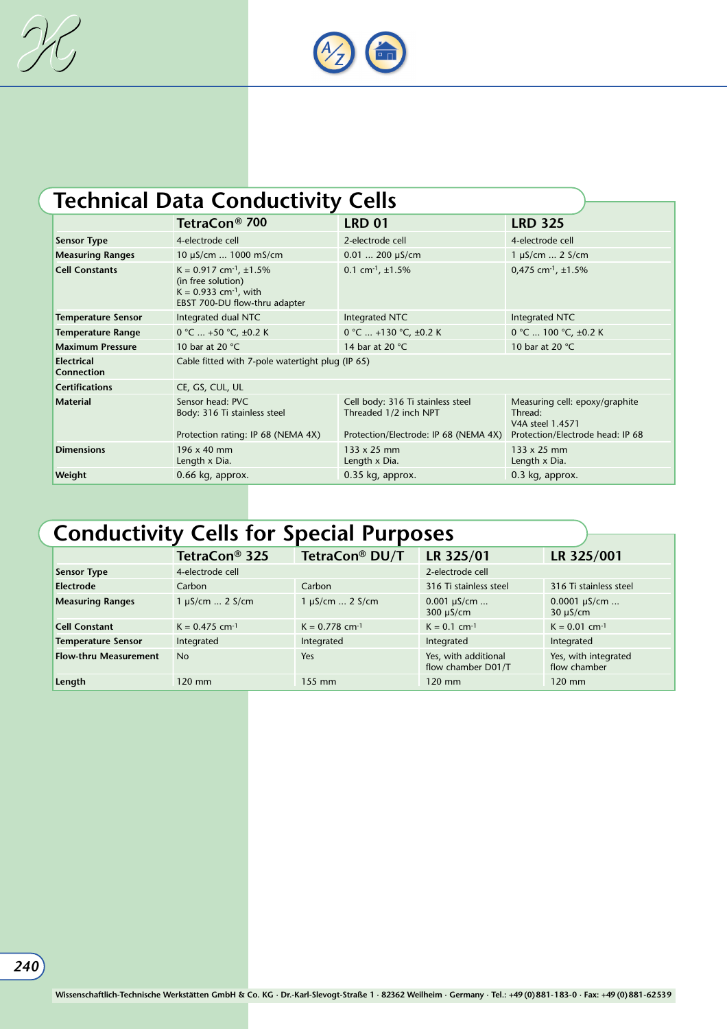# Technical Data Conductivity Cells

| | TetraCon® 700 | LRD 01 | LRD 325 |
|---|---|---|---|
| **Sensor Type** | 4-electrode cell | 2-electrode cell | 4-electrode cell |
| **Measuring Ranges** | 10 µS/cm ... 1000 mS/cm | 0.01 ... 200 µS/cm | 1 µS/cm ... 2 S/cm |
| **Cell Constants** | K = 0.917 $cm^{-1}$, ±1.5% (in free solution) K = 0.933 $cm^{-1}$, with EBST 700-DU flow-thru adapter | 0.1 $cm^{-1}$, ±1.5% | 0,475 $cm^{-1}$, ±1.5% |
| **Temperature Sensor** | Integrated dual NTC | Integrated NTC | Integrated NTC |
| **Temperature Range** | 0 °C ... +50 °C, ±0.2 K | 0 °C ... +130 °C, ±0.2 K | 0 °C ... 100 °C, ±0.2 K |
| **Maximum Pressure** | 10 bar at 20 °C | 14 bar at 20 °C | 10 bar at 20 °C |
| **Electrical Connection** | Cable fitted with 7-pole watertight plug (IP 65) | | |
| **Certifications** | CE, GS, CUL, UL | | |
| **Material** | Sensor head: PVC Body: 316 Ti stainless steel Protection rating: IP 68 (NEMA 4X) | Cell body: 316 Ti stainless steel Threaded 1/2 inch NPT Protection/Electrode: IP 68 (NEMA 4X) | Measuring cell: epoxy/graphite Thread: V4A steel 1.4571 Protection/Electrode head: IP 68 |
| **Dimensions** | 196 x 40 mm Length x Dia. | 133 x 25 mm Length x Dia. | 133 x 25 mm Length x Dia. |
| **Weight** | 0.66 kg, approx. | 0.35 kg, approx. | 0.3 kg, approx. |

# Conductivity Cells for Special Purposes

| | TetraCon® 325 | TetraCon® DU/T | LR 325/01 | LR 325/001 |
|---|---|---|---|---|
| **Sensor Type** | 4-electrode cell | | 2-electrode cell | |
| **Electrode** | Carbon | Carbon | 316 Ti stainless steel | 316 Ti stainless steel |
| **Measuring Ranges** | 1 µS/cm ... 2 S/cm | 1 µS/cm ... 2 S/cm | 0.001 µS/cm ... 300 µS/cm | 0.0001 µS/cm ... 30 µS/cm |
| **Cell Constant** | K = 0.475 $cm^{-1}$ | K = 0.778 $cm^{-1}$ | K = 0.1 $cm^{-1}$ | K = 0.01 $cm^{-1}$ |
| **Temperature Sensor** | Integrated | Integrated | Integrated | Integrated |
| **Flow-thru Measurement** | No | Yes | Yes, with additional flow chamber D01/T | Yes, with integrated flow chamber |
| **Length** | 120 mm | 155 mm | 120 mm | 120 mm |

Wissenschaftlich-Technische Werkstätten GmbH & Co. KG · Dr.-Karl-Slevogt-Straße 1 · 82362 Weilheim · Germany · Tel.: +49 (0) 881-183-0 · Fax: +49 (0) 881-62539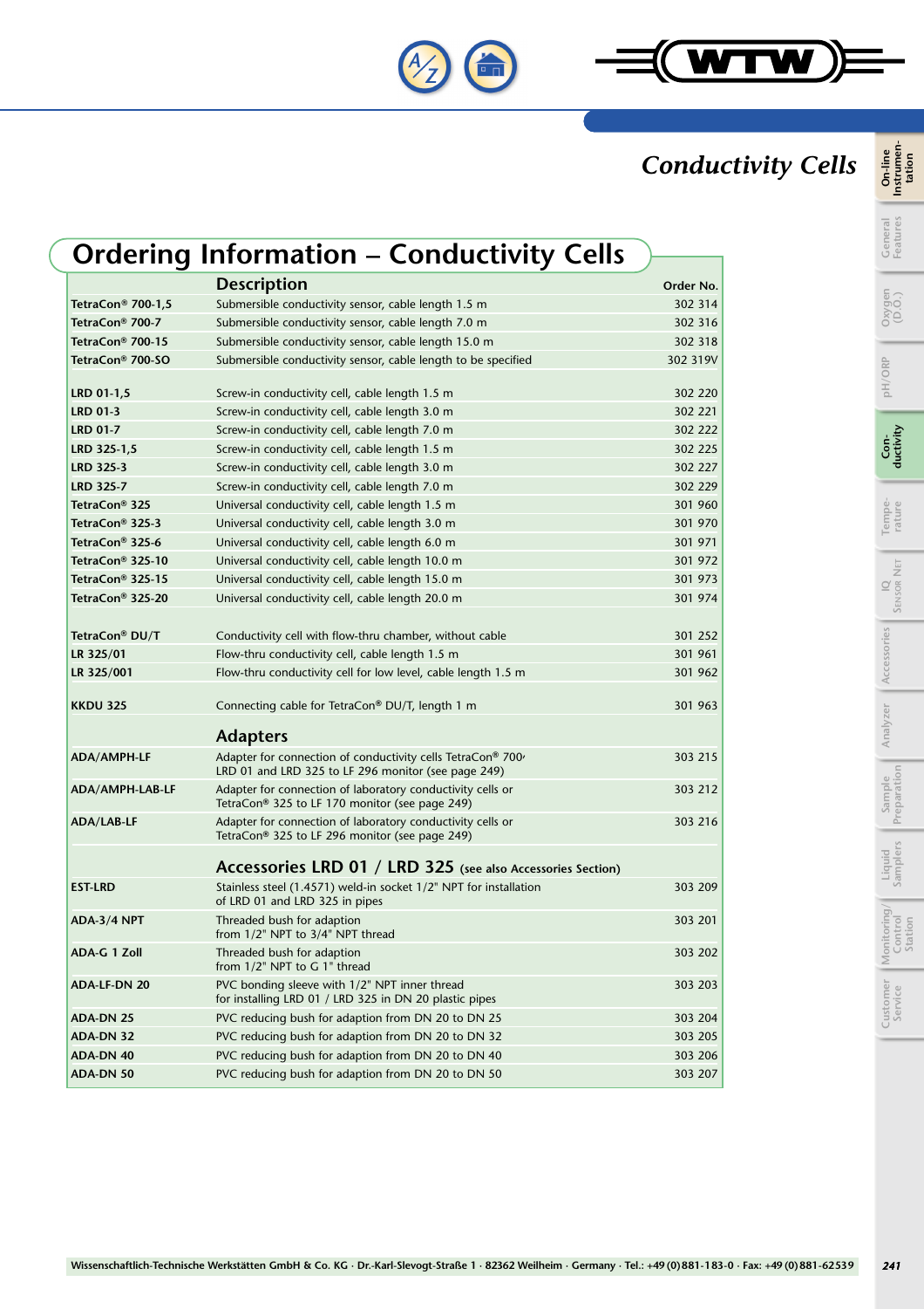# Conductivity Cells

## Ordering Information – Conductivity Cells

| | Description | Order No. |
|---|---|---|
| **TetraCon® 700-1,5** | Submersible conductivity sensor, cable length 1.5 m | 302 314 |
| **TetraCon® 700-7** | Submersible conductivity sensor, cable length 7.0 m | 302 316 |
| **TetraCon® 700-15** | Submersible conductivity sensor, cable length 15.0 m | 302 318 |
| **TetraCon® 700-SO** | Submersible conductivity sensor, cable length to be specified | 302 319V |
| **LRD 01-1,5** | Screw-in conductivity cell, cable length 1.5 m | 302 220 |
| **LRD 01-3** | Screw-in conductivity cell, cable length 3.0 m | 302 221 |
| **LRD 01-7** | Screw-in conductivity cell, cable length 7.0 m | 302 222 |
| **LRD 325-1,5** | Screw-in conductivity cell, cable length 1.5 m | 302 225 |
| **LRD 325-3** | Screw-in conductivity cell, cable length 3.0 m | 302 227 |
| **LRD 325-7** | Screw-in conductivity cell, cable length 7.0 m | 302 229 |
| **TetraCon® 325** | Universal conductivity cell, cable length 1.5 m | 301 960 |
| **TetraCon® 325-3** | Universal conductivity cell, cable length 3.0 m | 301 970 |
| **TetraCon® 325-6** | Universal conductivity cell, cable length 6.0 m | 301 971 |
| **TetraCon® 325-10** | Universal conductivity cell, cable length 10.0 m | 301 972 |
| **TetraCon® 325-15** | Universal conductivity cell, cable length 15.0 m | 301 973 |
| **TetraCon® 325-20** | Universal conductivity cell, cable length 20.0 m | 301 974 |
| **TetraCon® DU/T** | Conductivity cell with flow-thru chamber, without cable | 301 252 |
| **LR 325/01** | Flow-thru conductivity cell, cable length 1.5 m | 301 961 |
| **LR 325/001** | Flow-thru conductivity cell for low level, cable length 1.5 m | 301 962 |
| **KKDU 325** | Connecting cable for TetraCon® DU/T, length 1 m | 301 963 |
| | **Adapters** | |
| **ADA/AMPH-LF** | Adapter for connection of conductivity cells TetraCon® 700, LRD 01 and LRD 325 to LF 296 monitor (see page 249) | 303 215 |
| **ADA/AMPH-LAB-LF** | Adapter for connection of laboratory conductivity cells or TetraCon® 325 to LF 170 monitor (see page 249) | 303 212 |
| **ADA/LAB-LF** | Adapter for connection of laboratory conductivity cells or TetraCon® 325 to LF 296 monitor (see page 249) | 303 216 |
| | **Accessories LRD 01 / LRD 325** (see also Accessories Section) | |
| **EST-LRD** | Stainless steel (1.4571) weld-in socket 1/2" NPT for installation of LRD 01 and LRD 325 in pipes | 303 209 |
| **ADA-3/4 NPT** | Threaded bush for adaption from 1/2" NPT to 3/4" NPT thread | 303 201 |
| **ADA-G 1 Zoll** | Threaded bush for adaption from 1/2" NPT to G 1" thread | 303 202 |
| **ADA-LF-DN 20** | PVC bonding sleeve with 1/2" NPT inner thread for installing LRD 01 / LRD 325 in DN 20 plastic pipes | 303 203 |
| **ADA-DN 25** | PVC reducing bush for adaption from DN 20 to DN 25 | 303 204 |
| **ADA-DN 32** | PVC reducing bush for adaption from DN 20 to DN 32 | 303 205 |
| **ADA-DN 40** | PVC reducing bush for adaption from DN 20 to DN 40 | 303 206 |
| **ADA-DN 50** | PVC reducing bush for adaption from DN 20 to DN 50 | 303 207 |

Wissenschaftlich-Technische Werkstätten GmbH & Co. KG · Dr.-Karl-Slevogt-Straße 1 · 82362 Weilheim · Germany · Tel.: +49 (0) 881-183-0 · Fax: +49 (0) 881-62539